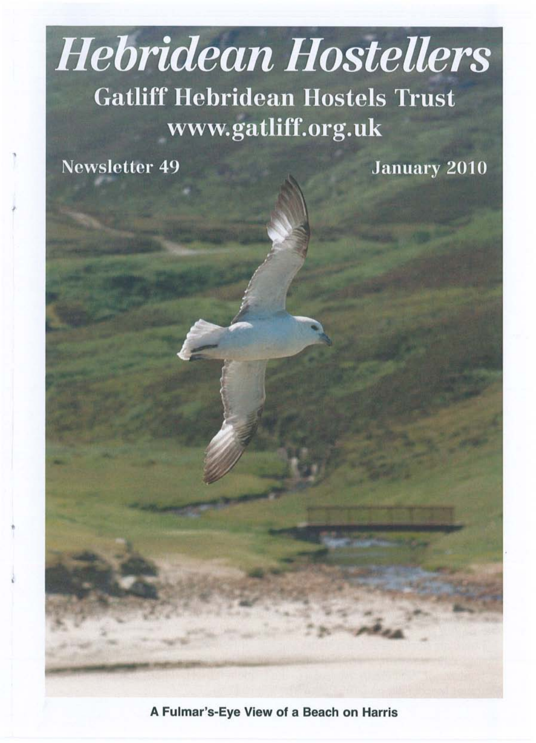# Hebridean Hostellers

## Gatliff Hebridean Hostels Trust

www.gatliff.org.uk

Newsletter 49

January 2010

A Fulmar's-Eye View of a Beach on Harris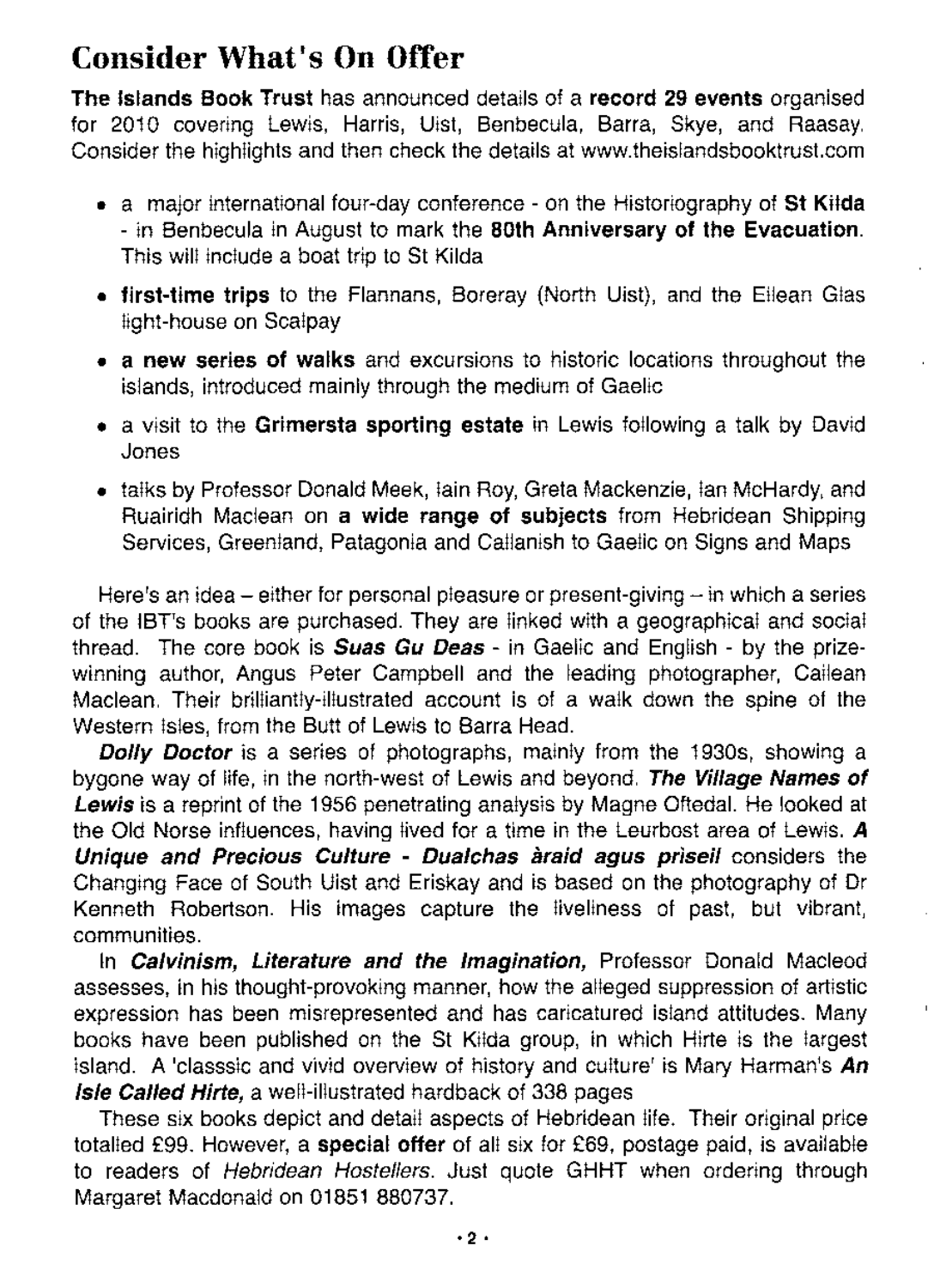## Consider What's On Offer

**The Islands Book Trust** has announced details of a **record 29 events** organised for 2010 covering Lewis, Harris, Uist, Benbecula, Barra, Skye, and Raasay. Consider the highlights and then check the details at www.theislandsbooktrust.com

- a major international four-day conference - on the Historiography of **St Kilda** - in Benbecula in August to mark the **80th Anniversary of the Evacuation**. This will include a boat trip to St Kilda
- **first-time trips** to the Flannans, Boreray (North Uist), and the Eilean Glas light-house on Scalpay
- **a new series of walks** and excursions to historic locations throughout the islands, introduced mainly through the medium of Gaelic
- a visit to the **Grimersta sporting estate** in Lewis following a talk by David Jones
- talks by Professor Donald Meek, Iain Roy, Greta Mackenzie, Ian McHardy, and Ruairidh Maclean on **a wide range of subjects** from Hebridean Shipping Services, Greenland, Patagonia and Callanish to Gaelic on Signs and Maps

Here's an idea – either for personal pleasure or present-giving – in which a series of the IBT's books are purchased. They are linked with a geographical and social thread. The core book is ***Suas Gu Deas*** - in Gaelic and English - by the prize-winning author, Angus Peter Campbell and the leading photographer, Cailean Maclean. Their brilliantly-illustrated account is of a walk down the spine of the Western Isles, from the Butt of Lewis to Barra Head.

***Dolly Doctor*** is a series of photographs, mainly from the 1930s, showing a bygone way of life, in the north-west of Lewis and beyond. ***The Village Names of Lewis*** is a reprint of the 1956 penetrating analysis by Magne Oftedal. He looked at the Old Norse influences, having lived for a time in the Leurbost area of Lewis. ***A Unique and Precious Culture - Dualchas àraid agus prìseil*** considers the Changing Face of South Uist and Eriskay and is based on the photography of Dr Kenneth Robertson. His images capture the liveliness of past, but vibrant, communities.

In ***Calvinism, Literature and the Imagination,*** Professor Donald Macleod assesses, in his thought-provoking manner, how the alleged suppression of artistic expression has been misrepresented and has caricatured island attitudes. Many books have been published on the St Kilda group, in which Hirte is the largest island. A 'classsic and vivid overview of history and culture' is Mary Harman's ***An Isle Called Hirte,*** a well-illustrated hardback of 338 pages

These six books depict and detail aspects of Hebridean life. Their original price totalled £99. However, a **special offer** of all six for £69, postage paid, is available to readers of *Hebridean Hostellers*. Just quote GHHT when ordering through Margaret Macdonald on 01851 880737.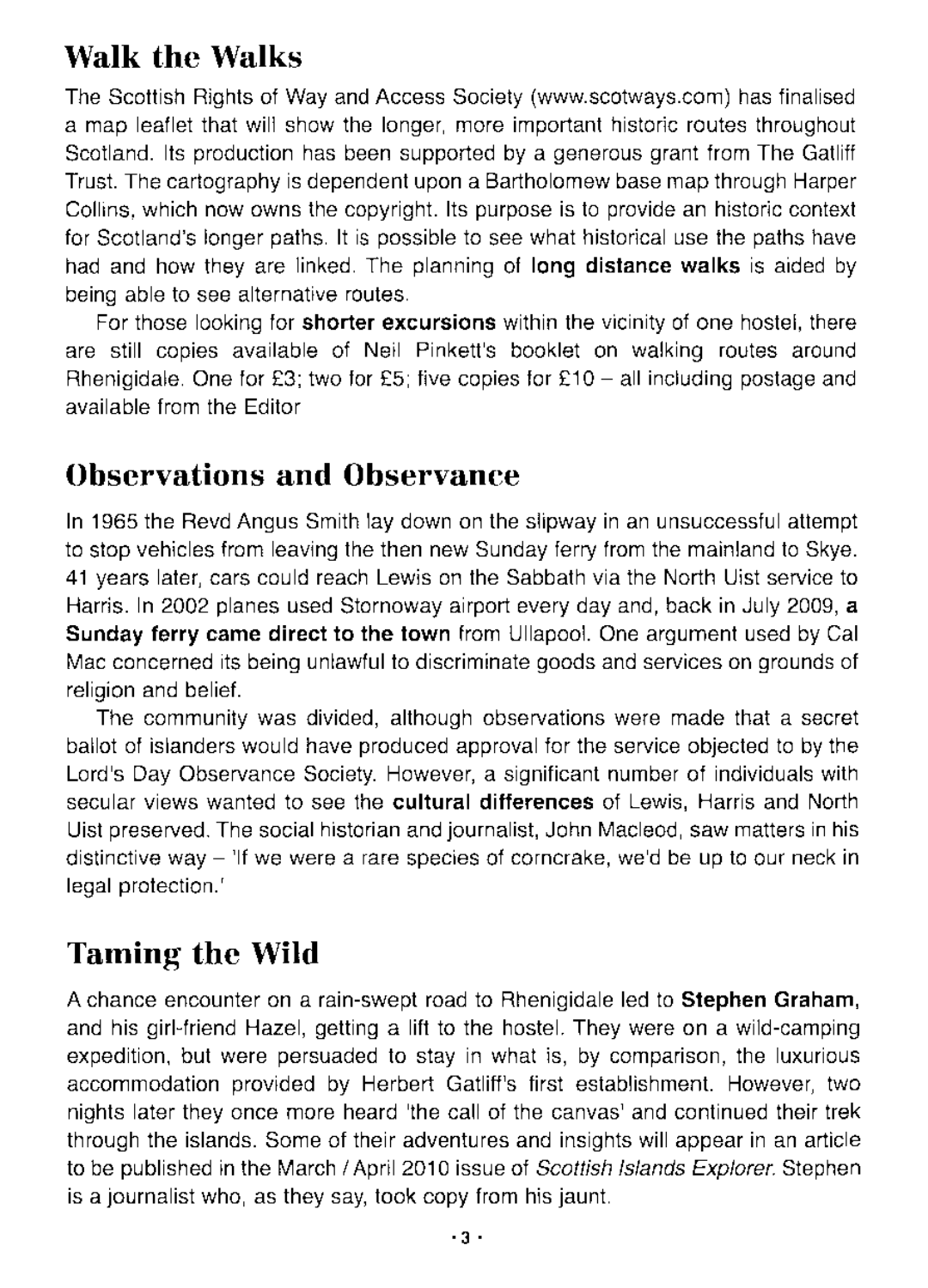## Walk the Walks

The Scottish Rights of Way and Access Society (www.scotways.com) has finalised a map leaflet that will show the longer, more important historic routes throughout Scotland. Its production has been supported by a generous grant from The Gatliff Trust. The cartography is dependent upon a Bartholomew base map through Harper Collins, which now owns the copyright. Its purpose is to provide an historic context for Scotland's longer paths. It is possible to see what historical use the paths have had and how they are linked. The planning of **long distance walks** is aided by being able to see alternative routes.

For those looking for **shorter excursions** within the vicinity of one hostel, there are still copies available of Neil Pinkett's booklet on walking routes around Rhenigidale. One for £3; two for £5; five copies for £10 – all including postage and available from the Editor

## Observations and Observance

In 1965 the Revd Angus Smith lay down on the slipway in an unsuccessful attempt to stop vehicles from leaving the then new Sunday ferry from the mainland to Skye. 41 years later, cars could reach Lewis on the Sabbath via the North Uist service to Harris. In 2002 planes used Stornoway airport every day and, back in July 2009, **a Sunday ferry came direct to the town** from Ullapool. One argument used by Cal Mac concerned its being unlawful to discriminate goods and services on grounds of religion and belief.

The community was divided, although observations were made that a secret ballot of islanders would have produced approval for the service objected to by the Lord's Day Observance Society. However, a significant number of individuals with secular views wanted to see the **cultural differences** of Lewis, Harris and North Uist preserved. The social historian and journalist, John Macleod, saw matters in his distinctive way – 'If we were a rare species of corncrake, we'd be up to our neck in legal protection.'

## Taming the Wild

A chance encounter on a rain-swept road to Rhenigidale led to **Stephen Graham,** and his girl-friend Hazel, getting a lift to the hostel. They were on a wild-camping expedition, but were persuaded to stay in what is, by comparison, the luxurious accommodation provided by Herbert Gatliff's first establishment. However, two nights later they once more heard 'the call of the canvas' and continued their trek through the islands. Some of their adventures and insights will appear in an article to be published in the March / April 2010 issue of *Scottish Islands Explorer.* Stephen is a journalist who, as they say, took copy from his jaunt.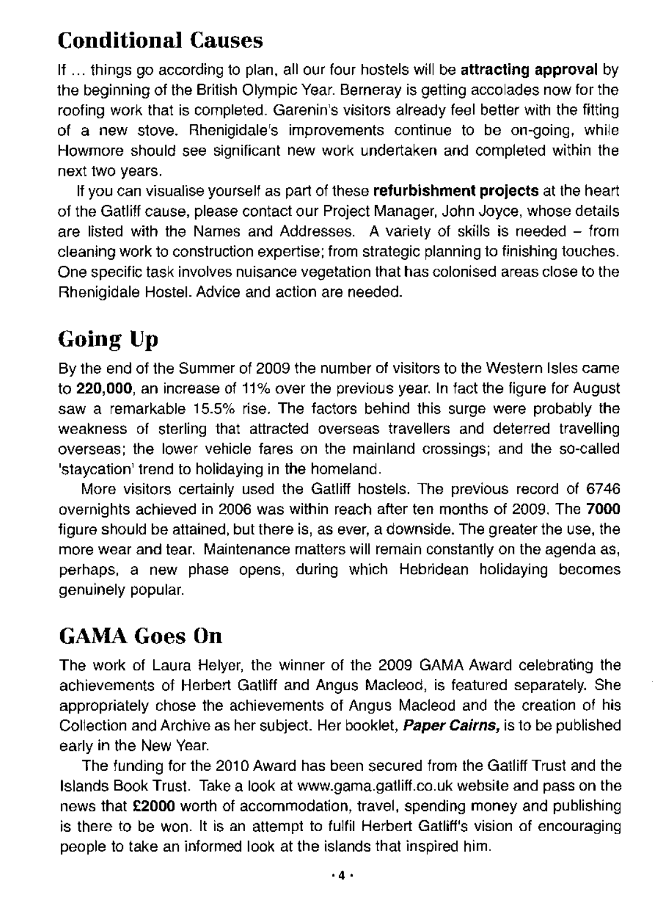## Conditional Causes

If ... things go according to plan, all our four hostels will be **attracting approval** by the beginning of the British Olympic Year. Berneray is getting accolades now for the roofing work that is completed. Garenin's visitors already feel better with the fitting of a new stove. Rhenigidale's improvements continue to be on-going, while Howmore should see significant new work undertaken and completed within the next two years.

If you can visualise yourself as part of these **refurbishment projects** at the heart of the Gatliff cause, please contact our Project Manager, John Joyce, whose details are listed with the Names and Addresses. A variety of skills is needed – from cleaning work to construction expertise; from strategic planning to finishing touches. One specific task involves nuisance vegetation that has colonised areas close to the Rhenigidale Hostel. Advice and action are needed.

## Going Up

By the end of the Summer of 2009 the number of visitors to the Western Isles came to **220,000**, an increase of 11% over the previous year. In fact the figure for August saw a remarkable 15.5% rise. The factors behind this surge were probably the weakness of sterling that attracted overseas travellers and deterred travelling overseas; the lower vehicle fares on the mainland crossings; and the so-called 'staycation' trend to holidaying in the homeland.

More visitors certainly used the Gatliff hostels. The previous record of 6746 overnights achieved in 2006 was within reach after ten months of 2009. The **7000** figure should be attained, but there is, as ever, a downside. The greater the use, the more wear and tear. Maintenance matters will remain constantly on the agenda as, perhaps, a new phase opens, during which Hebridean holidaying becomes genuinely popular.

## GAMA Goes On

The work of Laura Helyer, the winner of the 2009 GAMA Award celebrating the achievements of Herbert Gatliff and Angus Macleod, is featured separately. She appropriately chose the achievements of Angus Macleod and the creation of his Collection and Archive as her subject. Her booklet, ***Paper Cairns,*** is to be published early in the New Year.

The funding for the 2010 Award has been secured from the Gatliff Trust and the Islands Book Trust. Take a look at www.gama.gatliff.co.uk website and pass on the news that **£2000** worth of accommodation, travel, spending money and publishing is there to be won. It is an attempt to fulfil Herbert Gatliff's vision of encouraging people to take an informed look at the islands that inspired him.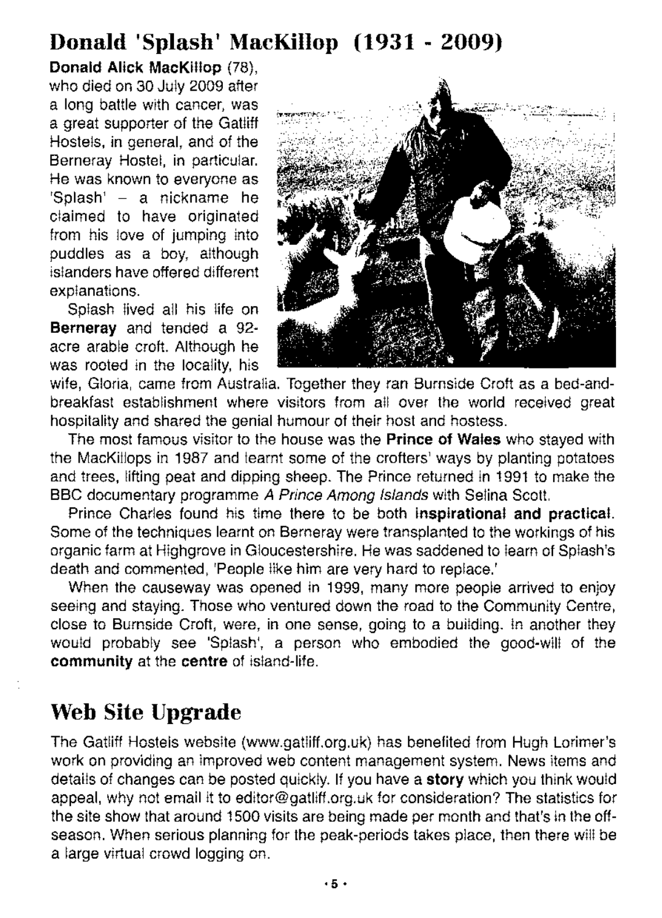# Donald 'Splash' MacKillop (1931 - 2009)

**Donald Alick MacKillop** (78), who died on 30 July 2009 after a long battle with cancer, was a great supporter of the Gatliff Hostels, in general, and of the Berneray Hostel, in particular. He was known to everyone as 'Splash' – a nickname he claimed to have originated from his love of jumping into puddles as a boy, although islanders have offered different explanations.

Splash lived all his life on **Berneray** and tended a 92-acre arable croft. Although he was rooted in the locality, his wife, Gloria, came from Australia. Together they ran Burnside Croft as a bed-and-breakfast establishment where visitors from all over the world received great hospitality and shared the genial humour of their host and hostess.

The most famous visitor to the house was the **Prince of Wales** who stayed with the MacKillops in 1987 and learnt some of the crofters' ways by planting potatoes and trees, lifting peat and dipping sheep. The Prince returned in 1991 to make the BBC documentary programme *A Prince Among Islands* with Selina Scott.

Prince Charles found his time there to be both **inspirational and practical**. Some of the techniques learnt on Berneray were transplanted to the workings of his organic farm at Highgrove in Gloucestershire. He was saddened to learn of Splash's death and commented, 'People like him are very hard to replace.'

When the causeway was opened in 1999, many more people arrived to enjoy seeing and staying. Those who ventured down the road to the Community Centre, close to Burnside Croft, were, in one sense, going to a building. In another they would probably see 'Splash', a person who embodied the good-will of the **community** at the **centre** of island-life.

# Web Site Upgrade

The Gatliff Hostels website (www.gatliff.org.uk) has benefited from Hugh Lorimer's work on providing an improved web content management system. News items and details of changes can be posted quickly. If you have a **story** which you think would appeal, why not email it to editor@gatliff.org.uk for consideration? The statistics for the site show that around 1500 visits are being made per month and that's in the off-season. When serious planning for the peak-periods takes place, then there will be a large virtual crowd logging on.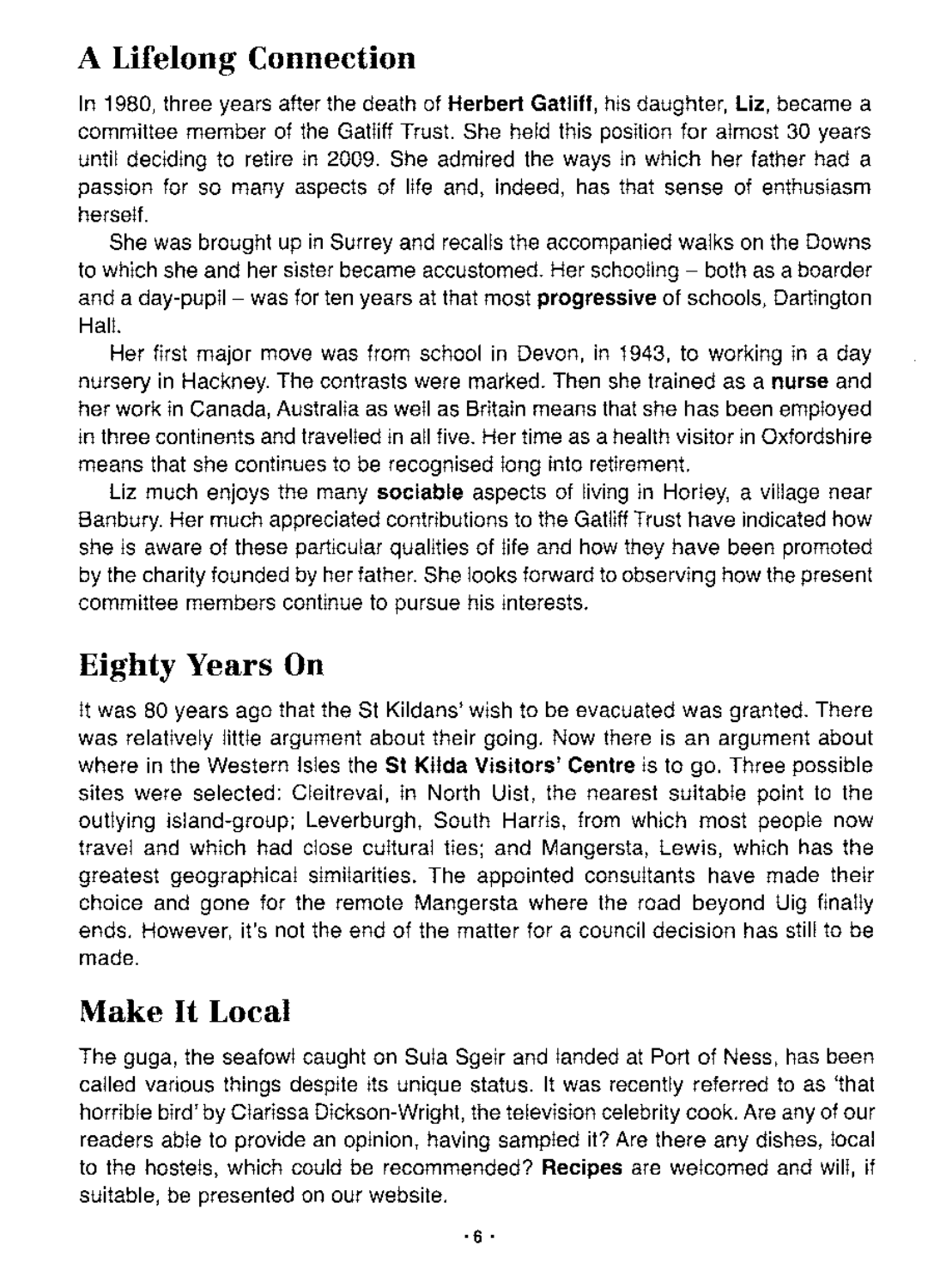# A Lifelong Connection

In 1980, three years after the death of **Herbert Gatliff**, his daughter, **Liz**, became a committee member of the Gatliff Trust. She held this position for almost 30 years until deciding to retire in 2009. She admired the ways in which her father had a passion for so many aspects of life and, indeed, has that sense of enthusiasm herself.

She was brought up in Surrey and recalls the accompanied walks on the Downs to which she and her sister became accustomed. Her schooling – both as a boarder and a day-pupil – was for ten years at that most **progressive** of schools, Dartington Hall.

Her first major move was from school in Devon, in 1943, to working in a day nursery in Hackney. The contrasts were marked. Then she trained as a **nurse** and her work in Canada, Australia as well as Britain means that she has been employed in three continents and travelled in all five. Her time as a health visitor in Oxfordshire means that she continues to be recognised long into retirement.

Liz much enjoys the many **sociable** aspects of living in Horley, a village near Banbury. Her much appreciated contributions to the Gatliff Trust have indicated how she is aware of these particular qualities of life and how they have been promoted by the charity founded by her father. She looks forward to observing how the present committee members continue to pursue his interests.

# Eighty Years On

It was 80 years ago that the St Kildans' wish to be evacuated was granted. There was relatively little argument about their going. Now there is an argument about where in the Western Isles the **St Kilda Visitors' Centre** is to go. Three possible sites were selected: Cleitreval, in North Uist, the nearest suitable point to the outlying island-group; Leverburgh, South Harris, from which most people now travel and which had close cultural ties; and Mangersta, Lewis, which has the greatest geographical similarities. The appointed consultants have made their choice and gone for the remote Mangersta where the road beyond Uig finally ends. However, it's not the end of the matter for a council decision has still to be made.

# Make It Local

The guga, the seafowl caught on Sula Sgeir and landed at Port of Ness, has been called various things despite its unique status. It was recently referred to as 'that horrible bird' by Clarissa Dickson-Wright, the television celebrity cook. Are any of our readers able to provide an opinion, having sampled it? Are there any dishes, local to the hostels, which could be recommended? **Recipes** are welcomed and will, if suitable, be presented on our website.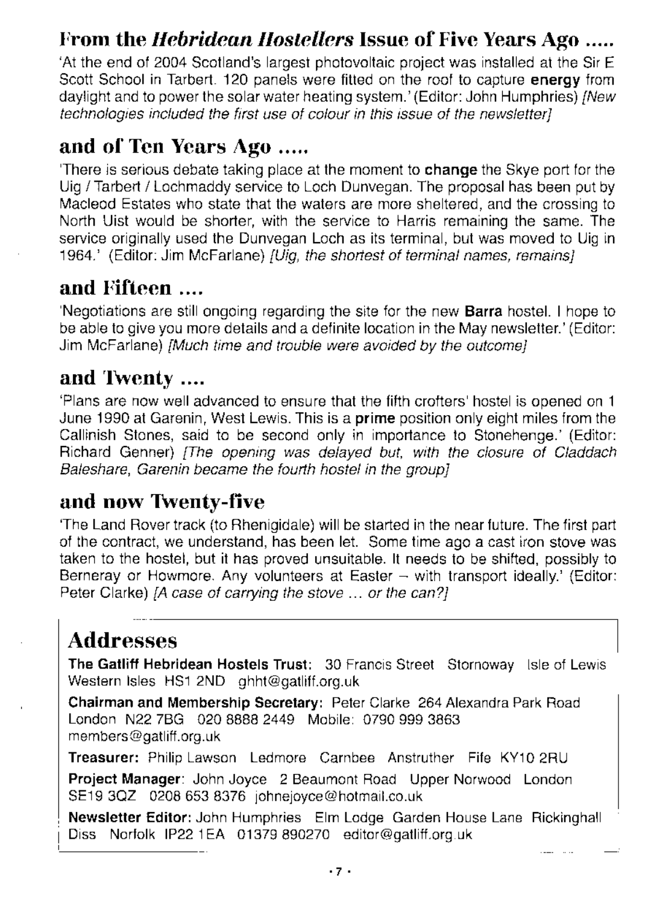## From the *Hebridean Hostellers* Issue of Five Years Ago .....

'At the end of 2004 Scotland's largest photovoltaic project was installed at the Sir E Scott School in Tarbert. 120 panels were fitted on the roof to capture **energy** from daylight and to power the solar water heating system.' (Editor: John Humphries) *[New technologies included the first use of colour in this issue of the newsletter]*

## and of Ten Years Ago .....

'There is serious debate taking place at the moment to **change** the Skye port for the Uig / Tarbert / Lochmaddy service to Loch Dunvegan. The proposal has been put by Macleod Estates who state that the waters are more sheltered, and the crossing to North Uist would be shorter, with the service to Harris remaining the same. The service originally used the Dunvegan Loch as its terminal, but was moved to Uig in 1964.' (Editor: Jim McFarlane) *[Uig, the shortest of terminal names, remains]*

## and Fifteen ....

'Negotiations are still ongoing regarding the site for the new **Barra** hostel. I hope to be able to give you more details and a definite location in the May newsletter.' (Editor: Jim McFarlane) *[Much time and trouble were avoided by the outcome]*

## and Twenty ....

'Plans are now well advanced to ensure that the fifth crofters' hostel is opened on 1 June 1990 at Garenin, West Lewis. This is a **prime** position only eight miles from the Callinish Stones, said to be second only in importance to Stonehenge.' (Editor: Richard Genner) *[The opening was delayed but, with the closure of Claddach Baleshare, Garenin became the fourth hostel in the group]*

## and now Twenty-five

'The Land Rover track (to Rhenigidale) will be started in the near future. The first part of the contract, we understand, has been let. Some time ago a cast iron stove was taken to the hostel, but it has proved unsuitable. It needs to be shifted, possibly to Berneray or Howmore. Any volunteers at Easter – with transport ideally.' (Editor: Peter Clarke) *[A case of carrying the stove ... or the can?]*

## Addresses

**The Gatliff Hebridean Hostels Trust:** 30 Francis Street Stornoway Isle of Lewis Western Isles HS1 2ND ghht@gatliff.org.uk

**Chairman and Membership Secretary:** Peter Clarke 264 Alexandra Park Road London N22 7BG 020 8888 2449 Mobile: 0790 999 3863 members@gatliff.org.uk

**Treasurer:** Philip Lawson Ledmore Carnbee Anstruther Fife KY10 2RU

**Project Manager:** John Joyce 2 Beaumont Road Upper Norwood London SE19 3QZ 0208 653 8376 johnejoyce@hotmail.co.uk

**Newsletter Editor:** John Humphries Elm Lodge Garden House Lane Rickinghall Diss Norfolk IP22 1EA 01379 890270 editor@gatliff.org.uk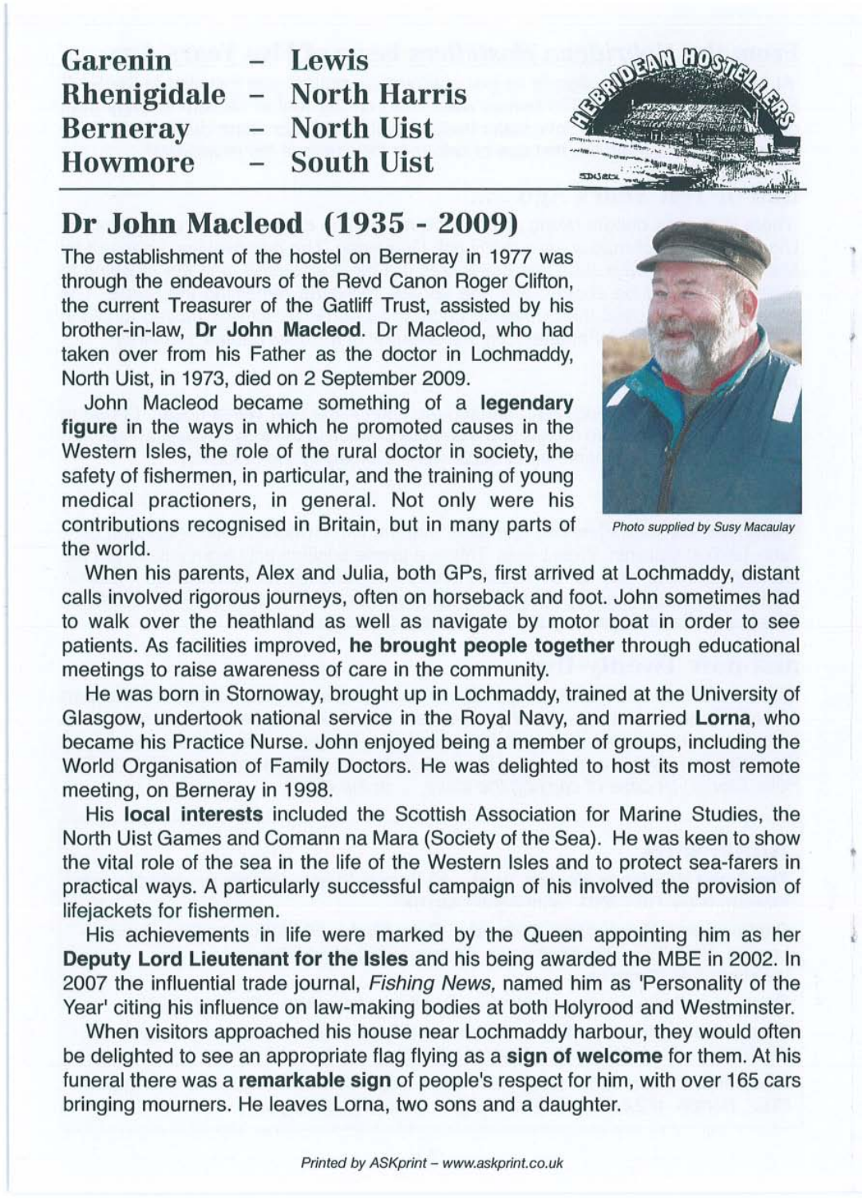**Garenin – Lewis**
**Rhenigidale – North Harris**
**Berneray – North Uist**
**Howmore – South Uist**

## Dr John Macleod (1935 - 2009)

The establishment of the hostel on Berneray in 1977 was through the endeavours of the Revd Canon Roger Clifton, the current Treasurer of the Gatliff Trust, assisted by his brother-in-law, **Dr John Macleod**. Dr Macleod, who had taken over from his Father as the doctor in Lochmaddy, North Uist, in 1973, died on 2 September 2009.

John Macleod became something of a **legendary figure** in the ways in which he promoted causes in the Western Isles, the role of the rural doctor in society, the safety of fishermen, in particular, and the training of young medical practioners, in general. Not only were his contributions recognised in Britain, but in many parts of the world.

*Photo supplied by Susy Macaulay*

When his parents, Alex and Julia, both GPs, first arrived at Lochmaddy, distant calls involved rigorous journeys, often on horseback and foot. John sometimes had to walk over the heathland as well as navigate by motor boat in order to see patients. As facilities improved, **he brought people together** through educational meetings to raise awareness of care in the community.

He was born in Stornoway, brought up in Lochmaddy, trained at the University of Glasgow, undertook national service in the Royal Navy, and married **Lorna**, who became his Practice Nurse. John enjoyed being a member of groups, including the World Organisation of Family Doctors. He was delighted to host its most remote meeting, on Berneray in 1998.

His **local interests** included the Scottish Association for Marine Studies, the North Uist Games and Comann na Mara (Society of the Sea). He was keen to show the vital role of the sea in the life of the Western Isles and to protect sea-farers in practical ways. A particularly successful campaign of his involved the provision of lifejackets for fishermen.

His achievements in life were marked by the Queen appointing him as her **Deputy Lord Lieutenant for the Isles** and his being awarded the MBE in 2002. In 2007 the influential trade journal, *Fishing News,* named him as 'Personality of the Year' citing his influence on law-making bodies at both Holyrood and Westminster.

When visitors approached his house near Lochmaddy harbour, they would often be delighted to see an appropriate flag flying as a **sign of welcome** for them. At his funeral there was a **remarkable sign** of people's respect for him, with over 165 cars bringing mourners. He leaves Lorna, two sons and a daughter.

*Printed by ASKprint – www.askprint.co.uk*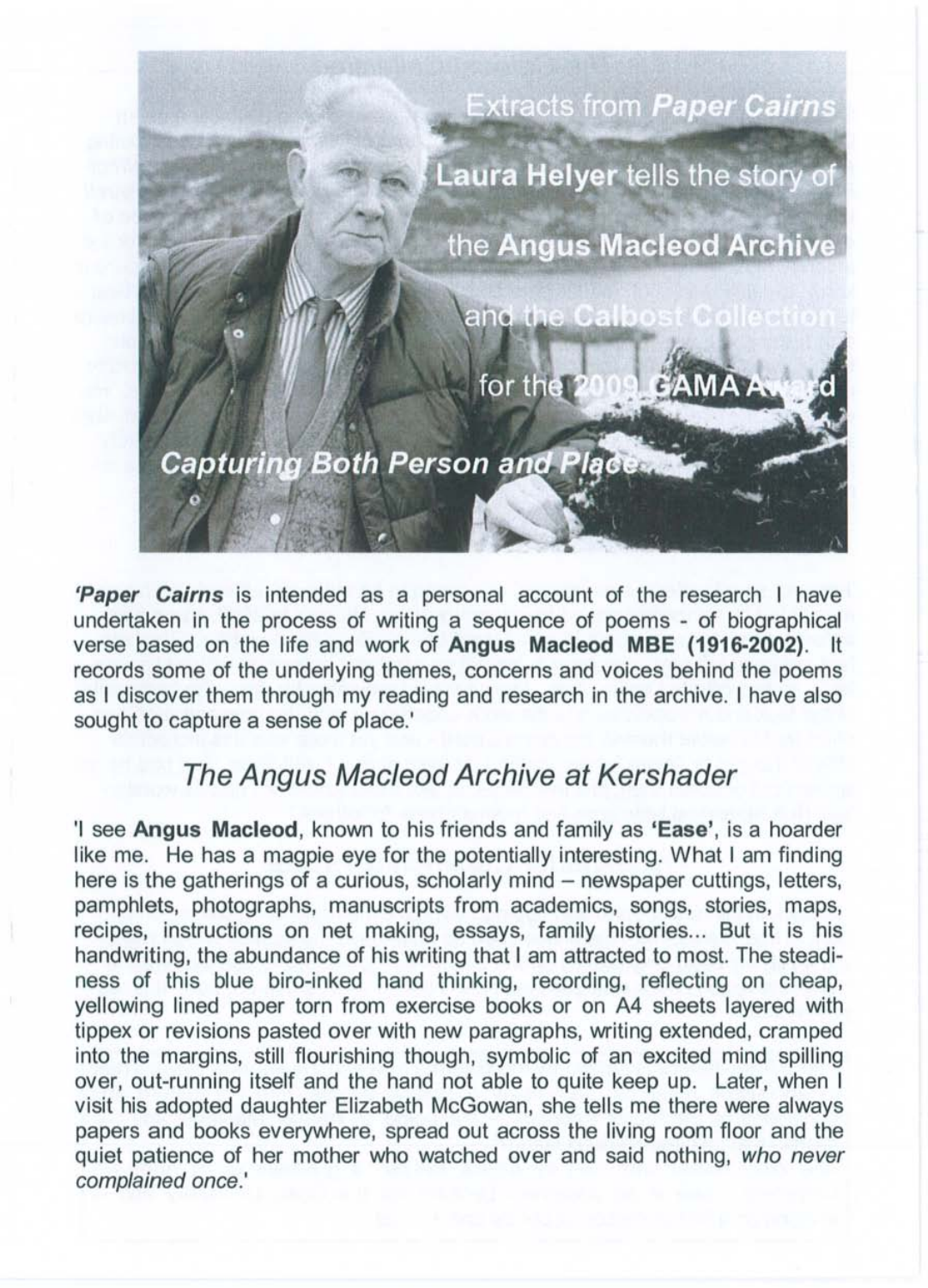Extracts from ***Paper Cairns***

**Laura Helyer** tells the story of the **Angus Macleod Archive** and the **Calbost Collection** for the **2009 GAMA Award**

***Capturing Both Person and Place***

'***Paper Cairns*** is intended as a personal account of the research I have undertaken in the process of writing a sequence of poems - of biographical verse based on the life and work of **Angus Macleod MBE (1916-2002)**. It records some of the underlying themes, concerns and voices behind the poems as I discover them through my reading and research in the archive. I have also sought to capture a sense of place.'

## *The Angus Macleod Archive at Kershader*

'I see **Angus Macleod**, known to his friends and family as **'Ease'**, is a hoarder like me. He has a magpie eye for the potentially interesting. What I am finding here is the gatherings of a curious, scholarly mind – newspaper cuttings, letters, pamphlets, photographs, manuscripts from academics, songs, stories, maps, recipes, instructions on net making, essays, family histories... But it is his handwriting, the abundance of his writing that I am attracted to most. The steadiness of this blue biro-inked hand thinking, recording, reflecting on cheap, yellowing lined paper torn from exercise books or on A4 sheets layered with tippex or revisions pasted over with new paragraphs, writing extended, cramped into the margins, still flourishing though, symbolic of an excited mind spilling over, out-running itself and the hand not able to quite keep up. Later, when I visit his adopted daughter Elizabeth McGowan, she tells me there were always papers and books everywhere, spread out across the living room floor and the quiet patience of her mother who watched over and said nothing, *who never complained once*.'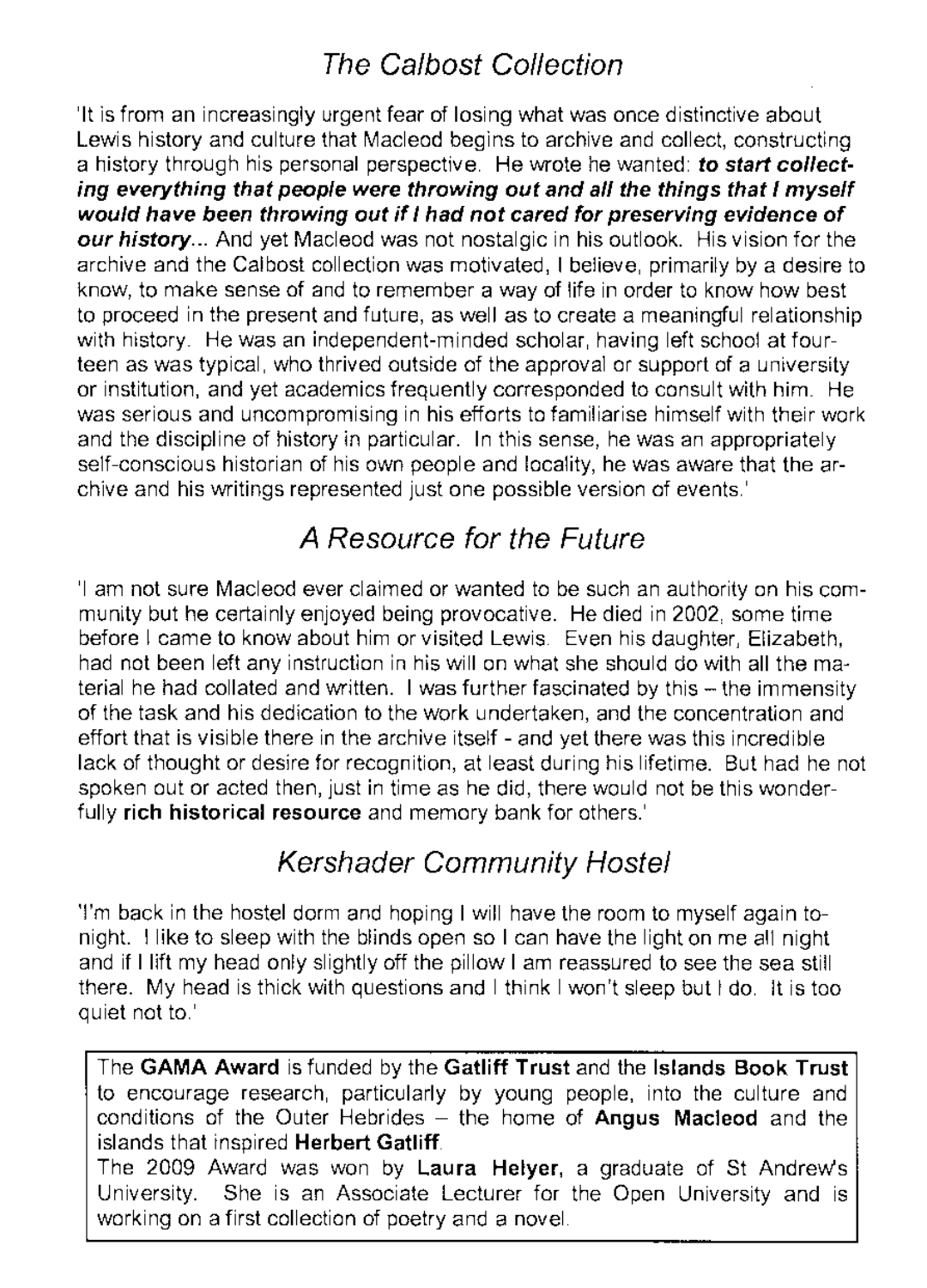## *The Calbost Collection*

'It is from an increasingly urgent fear of losing what was once distinctive about Lewis history and culture that Macleod begins to archive and collect, constructing a history through his personal perspective. He wrote he wanted: ***to start collecting everything that people were throwing out and all the things that I myself would have been throwing out if I had not cared for preserving evidence of our history***... And yet Macleod was not nostalgic in his outlook. His vision for the archive and the Calbost collection was motivated, I believe, primarily by a desire to know, to make sense of and to remember a way of life in order to know how best to proceed in the present and future, as well as to create a meaningful relationship with history. He was an independent-minded scholar, having left school at fourteen as was typical, who thrived outside of the approval or support of a university or institution, and yet academics frequently corresponded to consult with him. He was serious and uncompromising in his efforts to familiarise himself with their work and the discipline of history in particular. In this sense, he was an appropriately self-conscious historian of his own people and locality, he was aware that the archive and his writings represented just one possible version of events.'

## *A Resource for the Future*

'I am not sure Macleod ever claimed or wanted to be such an authority on his community but he certainly enjoyed being provocative. He died in 2002, some time before I came to know about him or visited Lewis. Even his daughter, Elizabeth, had not been left any instruction in his will on what she should do with all the material he had collated and written. I was further fascinated by this – the immensity of the task and his dedication to the work undertaken, and the concentration and effort that is visible there in the archive itself - and yet there was this incredible lack of thought or desire for recognition, at least during his lifetime. But had he not spoken out or acted then, just in time as he did, there would not be this wonderfully **rich historical resource** and memory bank for others.'

## *Kershader Community Hostel*

'I'm back in the hostel dorm and hoping I will have the room to myself again tonight. I like to sleep with the blinds open so I can have the light on me all night and if I lift my head only slightly off the pillow I am reassured to see the sea still there. My head is thick with questions and I think I won't sleep but I do. It is too quiet not to.'

The **GAMA Award** is funded by the **Gatliff Trust** and the **Islands Book Trust** to encourage research, particularly by young people, into the culture and conditions of the Outer Hebrides – the home of **Angus Macleod** and the islands that inspired **Herbert Gatliff**.
The 2009 Award was won by **Laura Helyer**, a graduate of St Andrew's University. She is an Associate Lecturer for the Open University and is working on a first collection of poetry and a novel.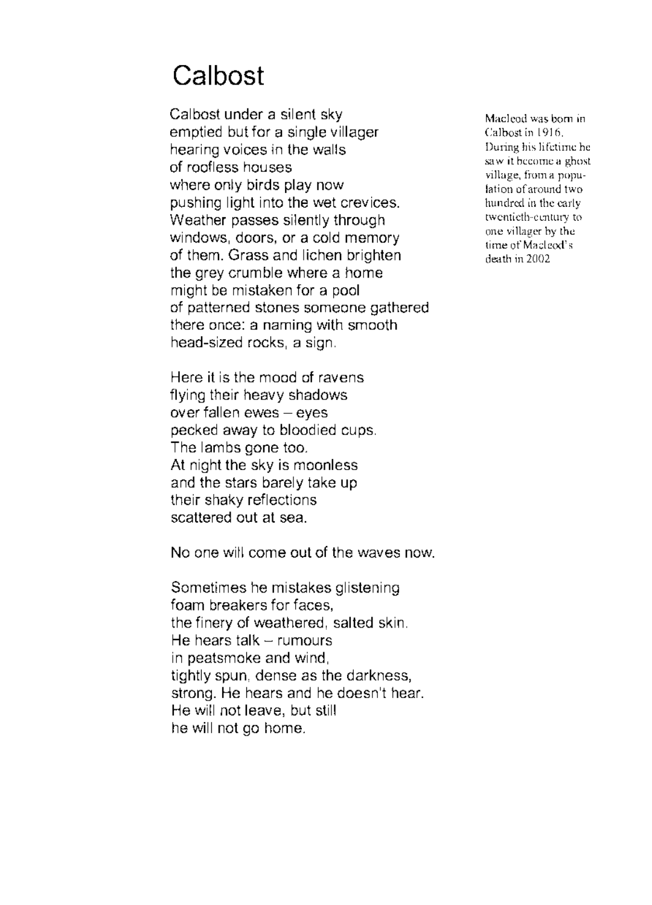# Calbost

Calbost under a silent sky
emptied but for a single villager
hearing voices in the walls
of roofless houses
where only birds play now
pushing light into the wet crevices.
Weather passes silently through
windows, doors, or a cold memory
of them. Grass and lichen brighten
the grey crumble where a home
might be mistaken for a pool
of patterned stones someone gathered
there once: a naming with smooth
head-sized rocks, a sign.

Here it is the mood of ravens
flying their heavy shadows
over fallen ewes – eyes
pecked away to bloodied cups.
The lambs gone too.
At night the sky is moonless
and the stars barely take up
their shaky reflections
scattered out at sea.

No one will come out of the waves now.

Sometimes he mistakes glistening
foam breakers for faces,
the finery of weathered, salted skin.
He hears talk – rumours
in peatsmoke and wind,
tightly spun, dense as the darkness,
strong. He hears and he doesn't hear.
He will not leave, but still
he will not go home.

Macleod was born in Calbost in 1916. During his lifetime he saw it become a ghost village, from a population of around two hundred in the early twentieth-century to one villager by the time of Macleod's death in 2002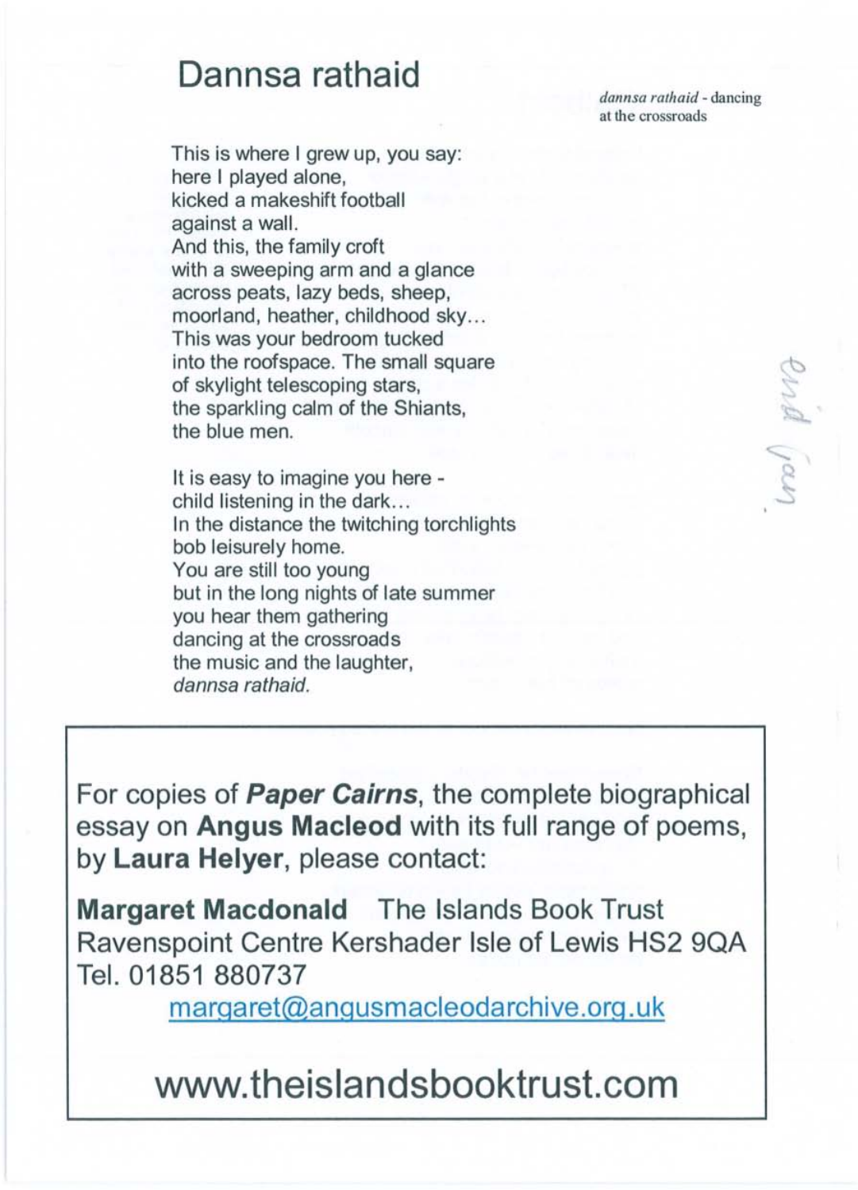# Dannsa rathaid

*dannsa rathaid* - dancing at the crossroads

This is where I grew up, you say:
here I played alone,
kicked a makeshift football
against a wall.
And this, the family croft
with a sweeping arm and a glance
across peats, lazy beds, sheep,
moorland, heather, childhood sky…
This was your bedroom tucked
into the roofspace. The small square
of skylight telescoping stars,
the sparkling calm of the Shiants,
the blue men.

It is easy to imagine you here -
child listening in the dark…
In the distance the twitching torchlights
bob leisurely home.
You are still too young
but in the long nights of late summer
you hear them gathering
dancing at the crossroads
the music and the laughter,
*dannsa rathaid.*

end (an)

---

For copies of ***Paper Cairns***, the complete biographical essay on **Angus Macleod** with its full range of poems, by **Laura Helyer**, please contact:

**Margaret Macdonald** The Islands Book Trust
Ravenspoint Centre Kershader Isle of Lewis HS2 9QA
Tel. 01851 880737
margaret@angusmacleodarchive.org.uk

www.theislandsbooktrust.com